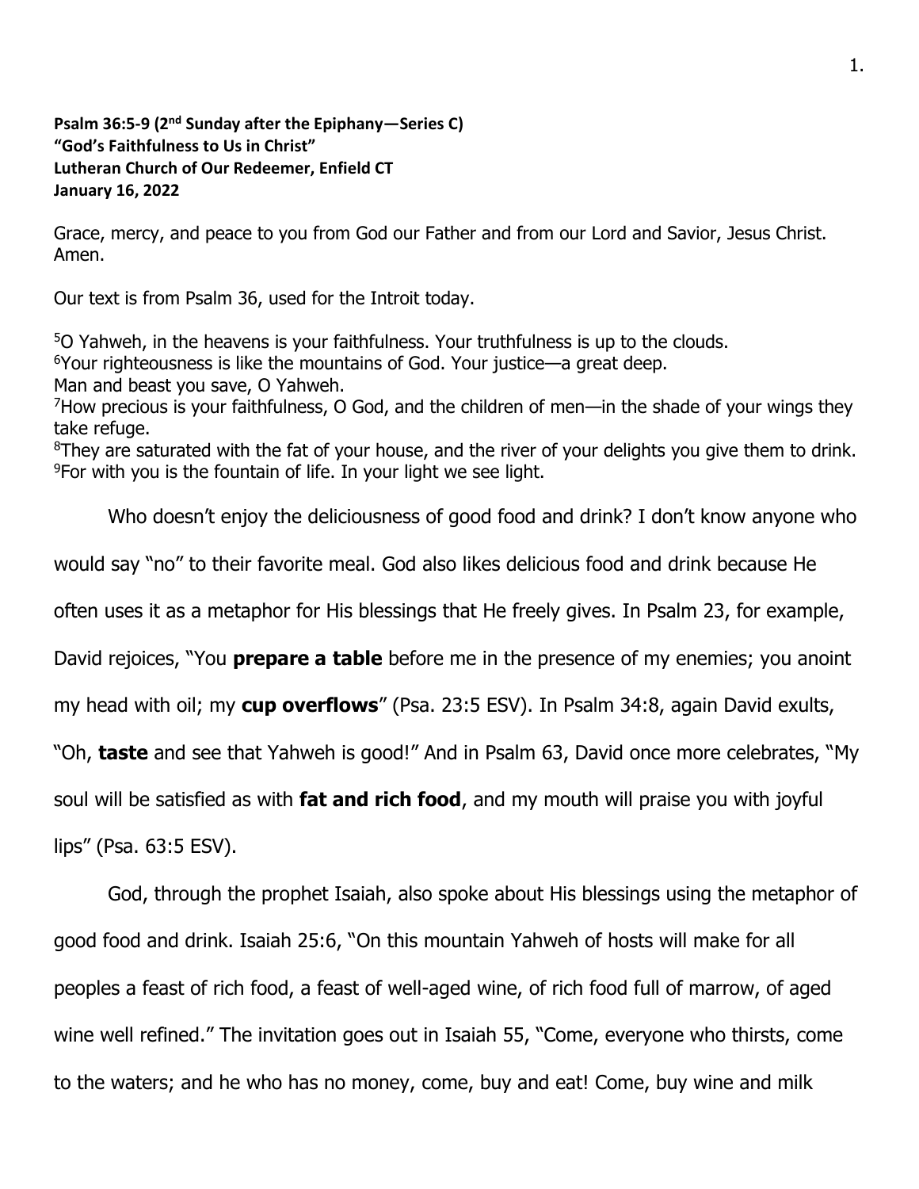**Psalm 36:5-9 (2nd Sunday after the Epiphany—Series C)**
**"God's Faithfulness to Us in Christ"**
**Lutheran Church of Our Redeemer, Enfield CT**
**January 16, 2022**

Grace, mercy, and peace to you from God our Father and from our Lord and Savior, Jesus Christ. Amen.

Our text is from Psalm 36, used for the Introit today.

[5]O Yahweh, in the heavens is your faithfulness. Your truthfulness is up to the clouds.
[6]Your righteousness is like the mountains of God. Your justice—a great deep.
Man and beast you save, O Yahweh.
[7]How precious is your faithfulness, O God, and the children of men—in the shade of your wings they take refuge.
[8]They are saturated with the fat of your house, and the river of your delights you give them to drink.
[9]For with you is the fountain of life. In your light we see light.

Who doesn't enjoy the deliciousness of good food and drink? I don't know anyone who would say "no" to their favorite meal. God also likes delicious food and drink because He often uses it as a metaphor for His blessings that He freely gives. In Psalm 23, for example, David rejoices, "You **prepare a table** before me in the presence of my enemies; you anoint my head with oil; my **cup overflows**" (Psa. 23:5 ESV). In Psalm 34:8, again David exults, "Oh, **taste** and see that Yahweh is good!" And in Psalm 63, David once more celebrates, "My soul will be satisfied as with **fat and rich food**, and my mouth will praise you with joyful lips" (Psa. 63:5 ESV).

God, through the prophet Isaiah, also spoke about His blessings using the metaphor of good food and drink. Isaiah 25:6, "On this mountain Yahweh of hosts will make for all peoples a feast of rich food, a feast of well-aged wine, of rich food full of marrow, of aged wine well refined." The invitation goes out in Isaiah 55, "Come, everyone who thirsts, come to the waters; and he who has no money, come, buy and eat! Come, buy wine and milk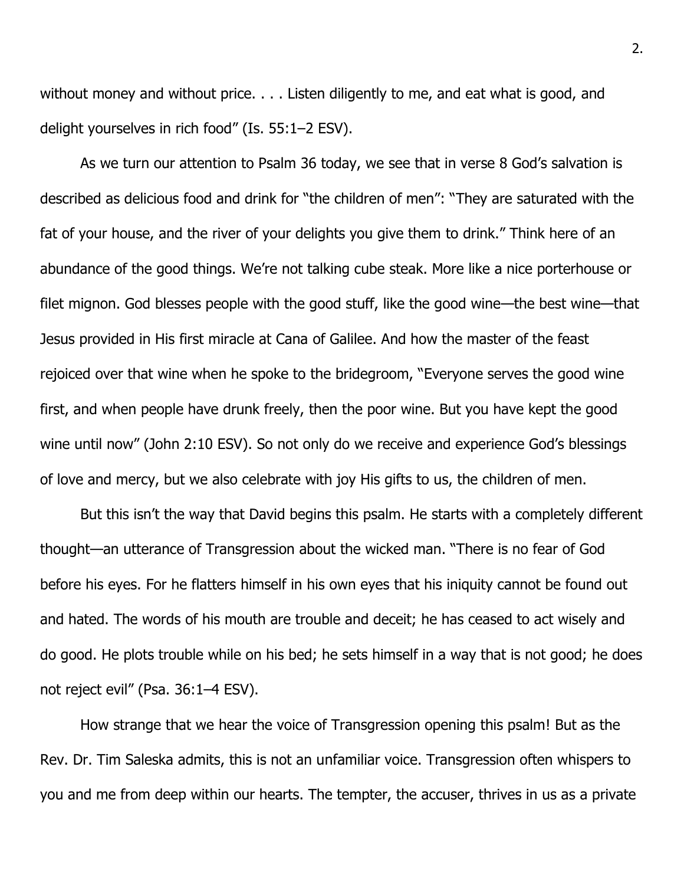without money and without price. . . . Listen diligently to me, and eat what is good, and delight yourselves in rich food" (Is. 55:1–2 ESV).

As we turn our attention to Psalm 36 today, we see that in verse 8 God's salvation is described as delicious food and drink for "the children of men": "They are saturated with the fat of your house, and the river of your delights you give them to drink." Think here of an abundance of the good things. We're not talking cube steak. More like a nice porterhouse or filet mignon. God blesses people with the good stuff, like the good wine—the best wine—that Jesus provided in His first miracle at Cana of Galilee. And how the master of the feast rejoiced over that wine when he spoke to the bridegroom, "Everyone serves the good wine first, and when people have drunk freely, then the poor wine. But you have kept the good wine until now" (John 2:10 ESV). So not only do we receive and experience God's blessings of love and mercy, but we also celebrate with joy His gifts to us, the children of men.

But this isn't the way that David begins this psalm. He starts with a completely different thought—an utterance of Transgression about the wicked man. "There is no fear of God before his eyes. For he flatters himself in his own eyes that his iniquity cannot be found out and hated. The words of his mouth are trouble and deceit; he has ceased to act wisely and do good. He plots trouble while on his bed; he sets himself in a way that is not good; he does not reject evil" (Psa. 36:1–4 ESV).

How strange that we hear the voice of Transgression opening this psalm! But as the Rev. Dr. Tim Saleska admits, this is not an unfamiliar voice. Transgression often whispers to you and me from deep within our hearts. The tempter, the accuser, thrives in us as a private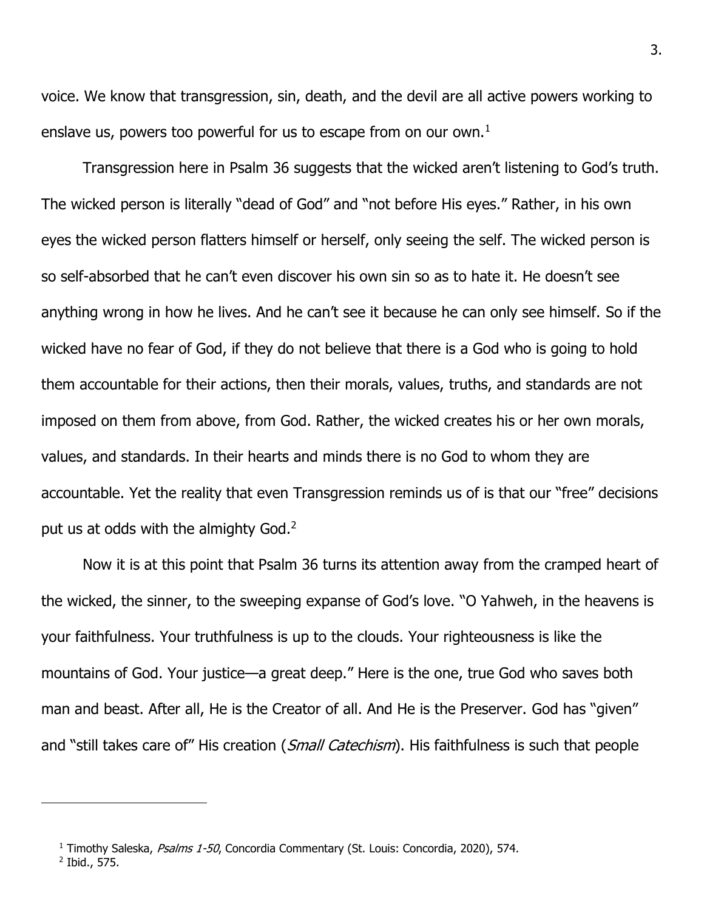voice. We know that transgression, sin, death, and the devil are all active powers working to enslave us, powers too powerful for us to escape from on our own.[1]

Transgression here in Psalm 36 suggests that the wicked aren't listening to God's truth. The wicked person is literally "dead of God" and "not before His eyes." Rather, in his own eyes the wicked person flatters himself or herself, only seeing the self. The wicked person is so self-absorbed that he can't even discover his own sin so as to hate it. He doesn't see anything wrong in how he lives. And he can't see it because he can only see himself. So if the wicked have no fear of God, if they do not believe that there is a God who is going to hold them accountable for their actions, then their morals, values, truths, and standards are not imposed on them from above, from God. Rather, the wicked creates his or her own morals, values, and standards. In their hearts and minds there is no God to whom they are accountable. Yet the reality that even Transgression reminds us of is that our "free" decisions put us at odds with the almighty God.[2]

Now it is at this point that Psalm 36 turns its attention away from the cramped heart of the wicked, the sinner, to the sweeping expanse of God's love. "O Yahweh, in the heavens is your faithfulness. Your truthfulness is up to the clouds. Your righteousness is like the mountains of God. Your justice—a great deep." Here is the one, true God who saves both man and beast. After all, He is the Creator of all. And He is the Preserver. God has "given" and "still takes care of" His creation (*Small Catechism*). His faithfulness is such that people

---

[1] Timothy Saleska, *Psalms 1-50*, Concordia Commentary (St. Louis: Concordia, 2020), 574.

[2] Ibid., 575.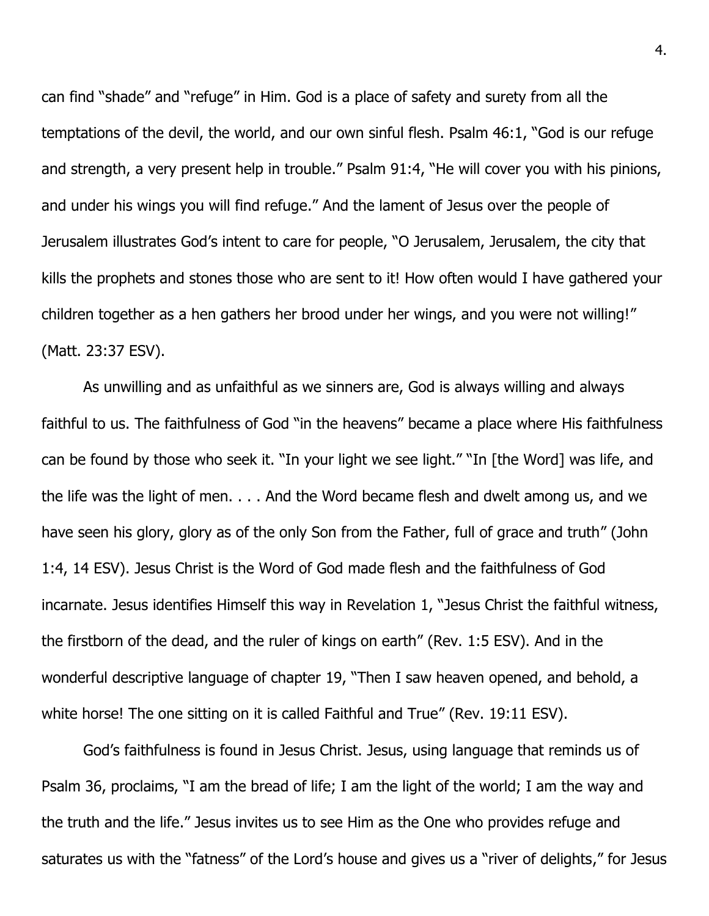can find "shade" and "refuge" in Him. God is a place of safety and surety from all the temptations of the devil, the world, and our own sinful flesh. Psalm 46:1, "God is our refuge and strength, a very present help in trouble." Psalm 91:4, "He will cover you with his pinions, and under his wings you will find refuge." And the lament of Jesus over the people of Jerusalem illustrates God's intent to care for people, "O Jerusalem, Jerusalem, the city that kills the prophets and stones those who are sent to it! How often would I have gathered your children together as a hen gathers her brood under her wings, and you were not willing!" (Matt. 23:37 ESV).

As unwilling and as unfaithful as we sinners are, God is always willing and always faithful to us. The faithfulness of God "in the heavens" became a place where His faithfulness can be found by those who seek it. "In your light we see light." "In [the Word] was life, and the life was the light of men. . . . And the Word became flesh and dwelt among us, and we have seen his glory, glory as of the only Son from the Father, full of grace and truth" (John 1:4, 14 ESV). Jesus Christ is the Word of God made flesh and the faithfulness of God incarnate. Jesus identifies Himself this way in Revelation 1, "Jesus Christ the faithful witness, the firstborn of the dead, and the ruler of kings on earth" (Rev. 1:5 ESV). And in the wonderful descriptive language of chapter 19, "Then I saw heaven opened, and behold, a white horse! The one sitting on it is called Faithful and True" (Rev. 19:11 ESV).

God's faithfulness is found in Jesus Christ. Jesus, using language that reminds us of Psalm 36, proclaims, "I am the bread of life; I am the light of the world; I am the way and the truth and the life." Jesus invites us to see Him as the One who provides refuge and saturates us with the "fatness" of the Lord's house and gives us a "river of delights," for Jesus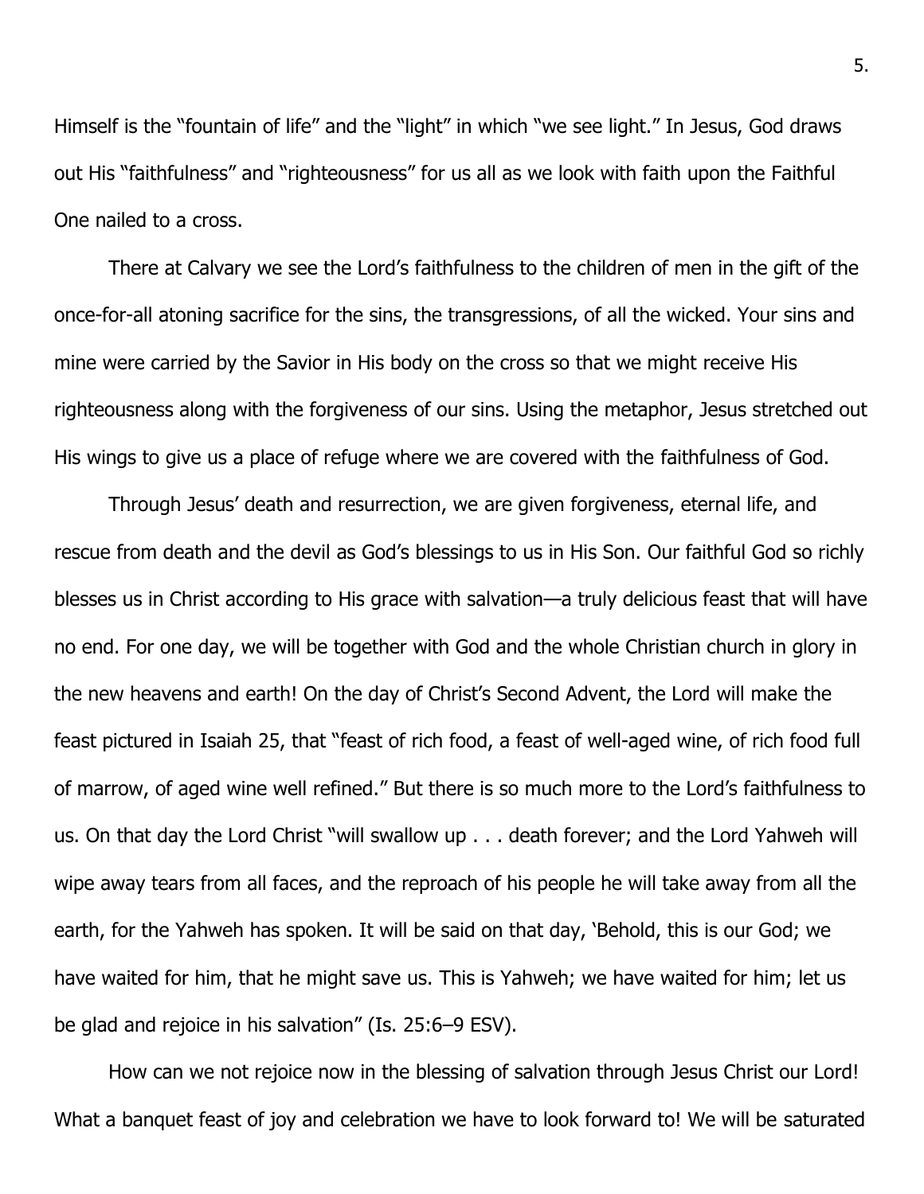Himself is the "fountain of life" and the "light" in which "we see light." In Jesus, God draws out His "faithfulness" and "righteousness" for us all as we look with faith upon the Faithful One nailed to a cross.

There at Calvary we see the Lord's faithfulness to the children of men in the gift of the once-for-all atoning sacrifice for the sins, the transgressions, of all the wicked. Your sins and mine were carried by the Savior in His body on the cross so that we might receive His righteousness along with the forgiveness of our sins. Using the metaphor, Jesus stretched out His wings to give us a place of refuge where we are covered with the faithfulness of God.

Through Jesus' death and resurrection, we are given forgiveness, eternal life, and rescue from death and the devil as God's blessings to us in His Son. Our faithful God so richly blesses us in Christ according to His grace with salvation—a truly delicious feast that will have no end. For one day, we will be together with God and the whole Christian church in glory in the new heavens and earth! On the day of Christ's Second Advent, the Lord will make the feast pictured in Isaiah 25, that "feast of rich food, a feast of well-aged wine, of rich food full of marrow, of aged wine well refined." But there is so much more to the Lord's faithfulness to us. On that day the Lord Christ "will swallow up . . . death forever; and the Lord Yahweh will wipe away tears from all faces, and the reproach of his people he will take away from all the earth, for the Yahweh has spoken. It will be said on that day, 'Behold, this is our God; we have waited for him, that he might save us. This is Yahweh; we have waited for him; let us be glad and rejoice in his salvation" (Is. 25:6–9 ESV).

How can we not rejoice now in the blessing of salvation through Jesus Christ our Lord! What a banquet feast of joy and celebration we have to look forward to! We will be saturated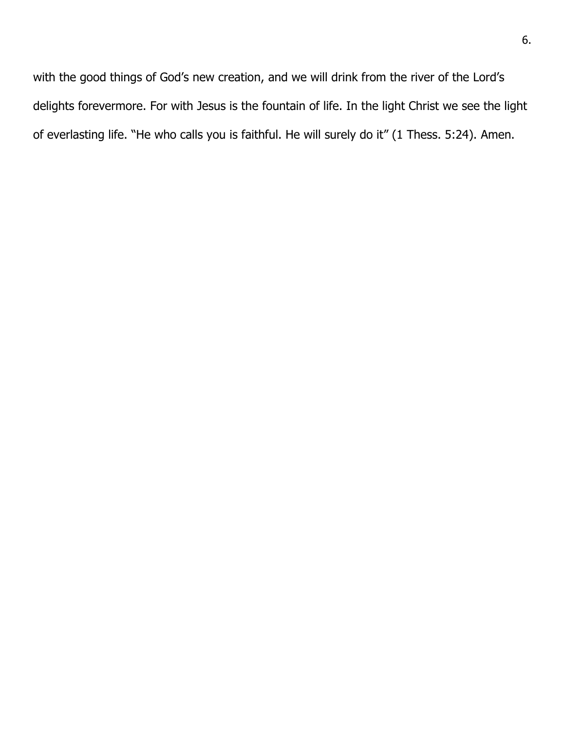with the good things of God’s new creation, and we will drink from the river of the Lord’s delights forevermore. For with Jesus is the fountain of life. In the light Christ we see the light of everlasting life. “He who calls you is faithful. He will surely do it” (1 Thess. 5:24). Amen.